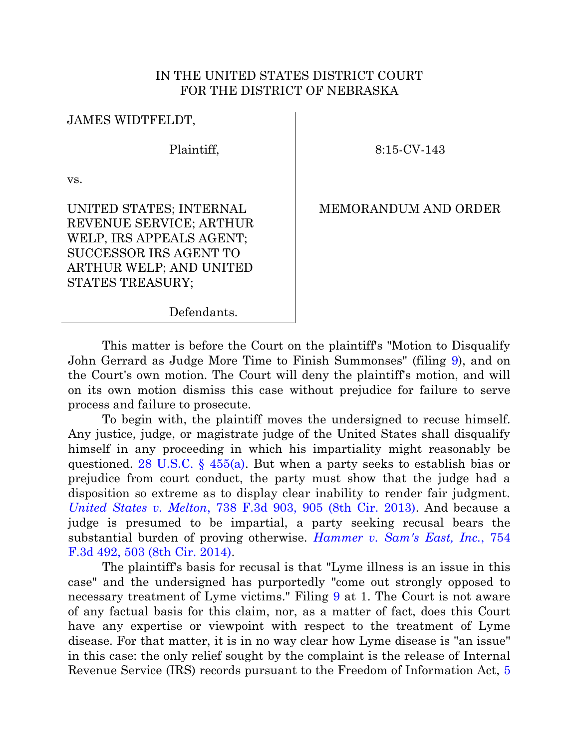IN THE UNITED STATES DISTRICT COURT
FOR THE DISTRICT OF NEBRASKA

| | |
|---|---|
| JAMES WIDTFELDT,<br><br>Plaintiff,<br><br>vs.<br><br>UNITED STATES; INTERNAL REVENUE SERVICE; ARTHUR WELP, IRS APPEALS AGENT; SUCCESSOR IRS AGENT TO ARTHUR WELP; AND UNITED STATES TREASURY;<br><br>Defendants. | 8:15-CV-143<br><br>MEMORANDUM AND ORDER |

This matter is before the Court on the plaintiff's "Motion to Disqualify John Gerrard as Judge More Time to Finish Summonses" (filing 9), and on the Court's own motion. The Court will deny the plaintiff's motion, and will on its own motion dismiss this case without prejudice for failure to serve process and failure to prosecute.

To begin with, the plaintiff moves the undersigned to recuse himself. Any justice, judge, or magistrate judge of the United States shall disqualify himself in any proceeding in which his impartiality might reasonably be questioned. 28 U.S.C. § 455(a). But when a party seeks to establish bias or prejudice from court conduct, the party must show that the judge had a disposition so extreme as to display clear inability to render fair judgment. *United States v. Melton*, 738 F.3d 903, 905 (8th Cir. 2013). And because a judge is presumed to be impartial, a party seeking recusal bears the substantial burden of proving otherwise. *Hammer v. Sam's East, Inc.*, 754 F.3d 492, 503 (8th Cir. 2014).

The plaintiff's basis for recusal is that "Lyme illness is an issue in this case" and the undersigned has purportedly "come out strongly opposed to necessary treatment of Lyme victims." Filing 9 at 1. The Court is not aware of any factual basis for this claim, nor, as a matter of fact, does this Court have any expertise or viewpoint with respect to the treatment of Lyme disease. For that matter, it is in no way clear how Lyme disease is "an issue" in this case: the only relief sought by the complaint is the release of Internal Revenue Service (IRS) records pursuant to the Freedom of Information Act, 5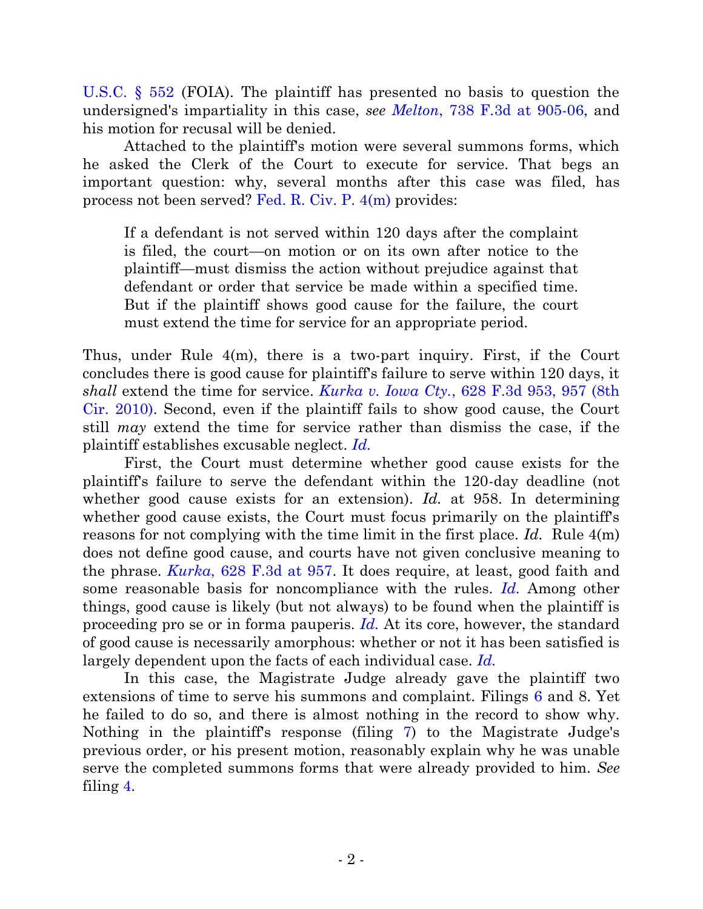U.S.C. § 552 (FOIA). The plaintiff has presented no basis to question the undersigned's impartiality in this case, *see Melton*, 738 F.3d at 905-06, and his motion for recusal will be denied.

Attached to the plaintiff's motion were several summons forms, which he asked the Clerk of the Court to execute for service. That begs an important question: why, several months after this case was filed, has process not been served? Fed. R. Civ. P. 4(m) provides:

> If a defendant is not served within 120 days after the complaint is filed, the court—on motion or on its own after notice to the plaintiff—must dismiss the action without prejudice against that defendant or order that service be made within a specified time. But if the plaintiff shows good cause for the failure, the court must extend the time for service for an appropriate period.

Thus, under Rule 4(m), there is a two-part inquiry. First, if the Court concludes there is good cause for plaintiff's failure to serve within 120 days, it *shall* extend the time for service. *Kurka v. Iowa Cty.*, 628 F.3d 953, 957 (8th Cir. 2010). Second, even if the plaintiff fails to show good cause, the Court still *may* extend the time for service rather than dismiss the case, if the plaintiff establishes excusable neglect. *Id.*

First, the Court must determine whether good cause exists for the plaintiff's failure to serve the defendant within the 120-day deadline (not whether good cause exists for an extension). *Id.* at 958. In determining whether good cause exists, the Court must focus primarily on the plaintiff's reasons for not complying with the time limit in the first place. *Id.* Rule 4(m) does not define good cause, and courts have not given conclusive meaning to the phrase. *Kurka*, 628 F.3d at 957. It does require, at least, good faith and some reasonable basis for noncompliance with the rules. *Id.* Among other things, good cause is likely (but not always) to be found when the plaintiff is proceeding pro se or in forma pauperis. *Id.* At its core, however, the standard of good cause is necessarily amorphous: whether or not it has been satisfied is largely dependent upon the facts of each individual case. *Id.*

In this case, the Magistrate Judge already gave the plaintiff two extensions of time to serve his summons and complaint. Filings 6 and 8. Yet he failed to do so, and there is almost nothing in the record to show why. Nothing in the plaintiff's response (filing 7) to the Magistrate Judge's previous order, or his present motion, reasonably explain why he was unable serve the completed summons forms that were already provided to him. *See* filing 4.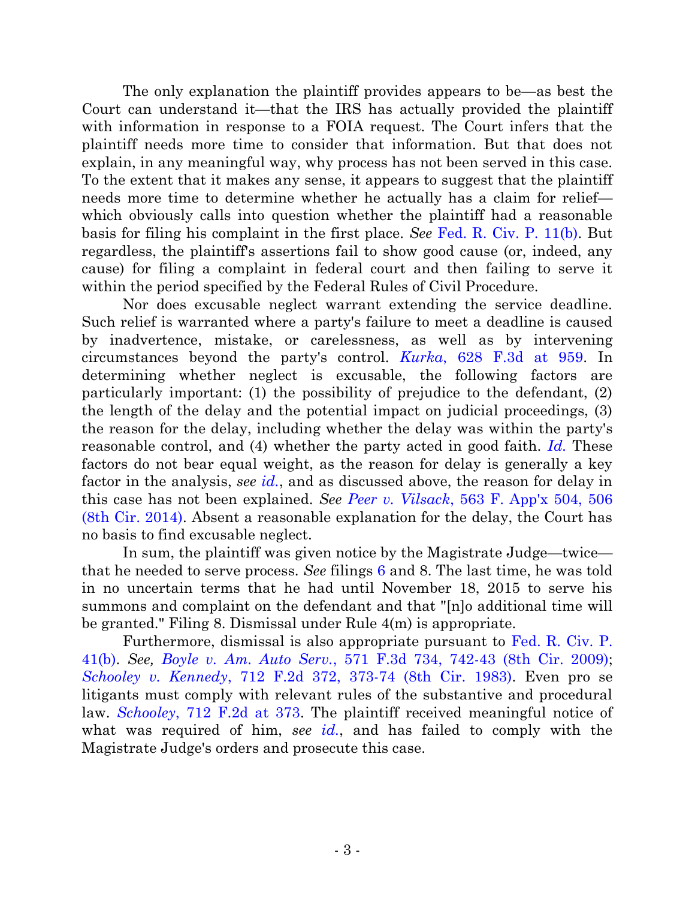The only explanation the plaintiff provides appears to be—as best the Court can understand it—that the IRS has actually provided the plaintiff with information in response to a FOIA request. The Court infers that the plaintiff needs more time to consider that information. But that does not explain, in any meaningful way, why process has not been served in this case. To the extent that it makes any sense, it appears to suggest that the plaintiff needs more time to determine whether he actually has a claim for relief—which obviously calls into question whether the plaintiff had a reasonable basis for filing his complaint in the first place. *See* Fed. R. Civ. P. 11(b). But regardless, the plaintiff's assertions fail to show good cause (or, indeed, any cause) for filing a complaint in federal court and then failing to serve it within the period specified by the Federal Rules of Civil Procedure.

Nor does excusable neglect warrant extending the service deadline. Such relief is warranted where a party's failure to meet a deadline is caused by inadvertence, mistake, or carelessness, as well as by intervening circumstances beyond the party's control. *Kurka*, 628 F.3d at 959. In determining whether neglect is excusable, the following factors are particularly important: (1) the possibility of prejudice to the defendant, (2) the length of the delay and the potential impact on judicial proceedings, (3) the reason for the delay, including whether the delay was within the party's reasonable control, and (4) whether the party acted in good faith. *Id.* These factors do not bear equal weight, as the reason for delay is generally a key factor in the analysis, *see id.*, and as discussed above, the reason for delay in this case has not been explained. *See Peer v. Vilsack*, 563 F. App'x 504, 506 (8th Cir. 2014). Absent a reasonable explanation for the delay, the Court has no basis to find excusable neglect.

In sum, the plaintiff was given notice by the Magistrate Judge—twice—that he needed to serve process. *See* filings 6 and 8. The last time, he was told in no uncertain terms that he had until November 18, 2015 to serve his summons and complaint on the defendant and that "[n]o additional time will be granted." Filing 8. Dismissal under Rule 4(m) is appropriate.

Furthermore, dismissal is also appropriate pursuant to Fed. R. Civ. P. 41(b). *See, Boyle v. Am. Auto Serv.*, 571 F.3d 734, 742-43 (8th Cir. 2009); *Schooley v. Kennedy*, 712 F.2d 372, 373-74 (8th Cir. 1983). Even pro se litigants must comply with relevant rules of the substantive and procedural law. *Schooley*, 712 F.2d at 373. The plaintiff received meaningful notice of what was required of him, *see id.*, and has failed to comply with the Magistrate Judge's orders and prosecute this case.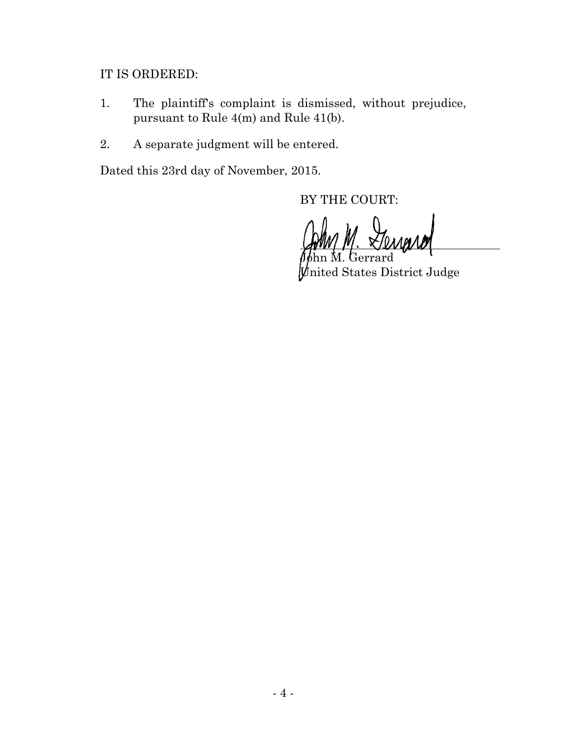IT IS ORDERED:

1. The plaintiff's complaint is dismissed, without prejudice, pursuant to Rule 4(m) and Rule 41(b).

2. A separate judgment will be entered.

Dated this 23rd day of November, 2015.

BY THE COURT:

John M. Gerrard
United States District Judge